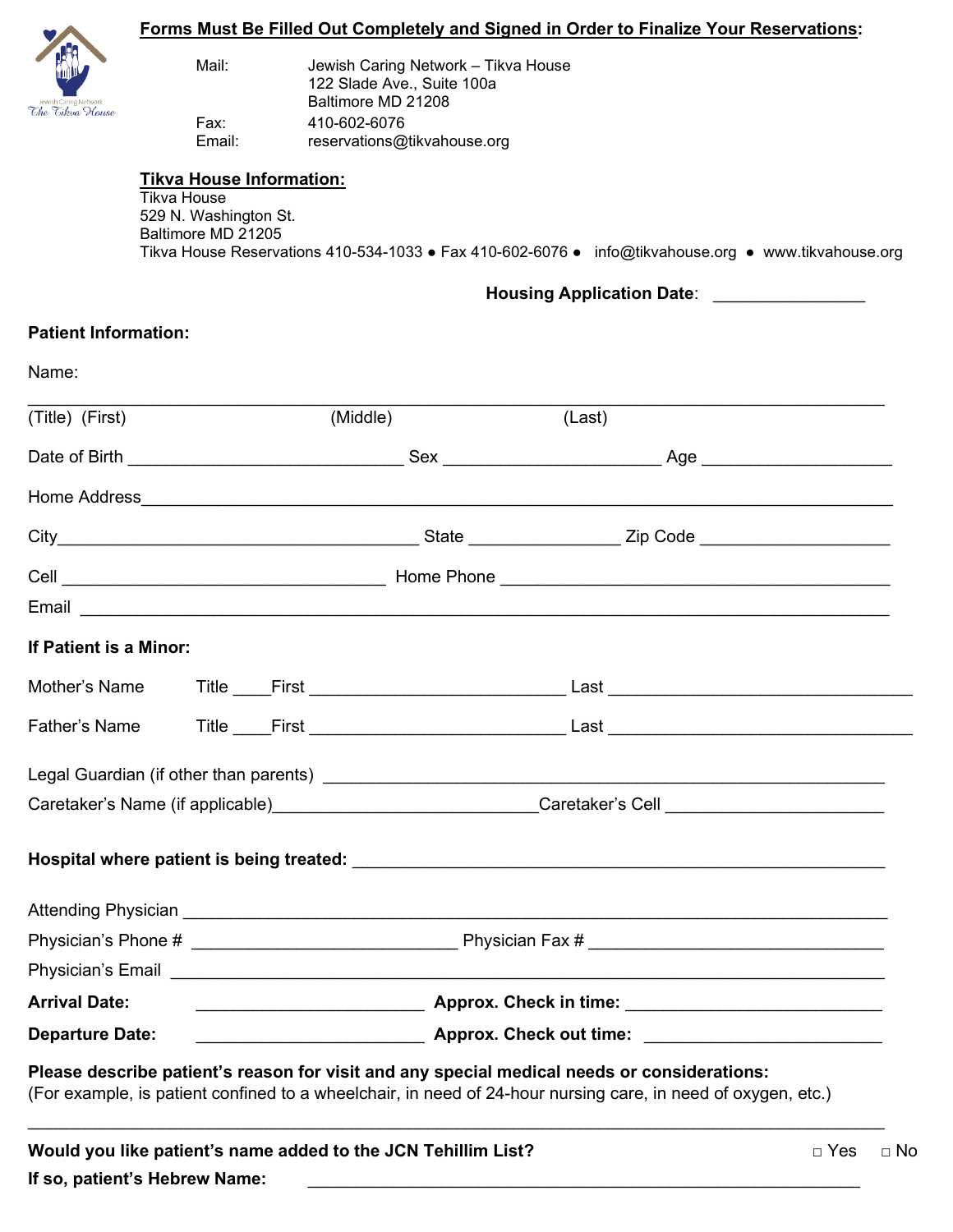**Forms Must Be Filled Out Completely and Signed in Order to Finalize Your Reservations:**

Mail: Jewish Caring Network – Tikva House
122 Slade Ave., Suite 100a
Baltimore MD 21208

Fax: 410-602-6076
Email: reservations@tikvahouse.org

**Tikva House Information:**

Tikva House
529 N. Washington St.
Baltimore MD 21205
Tikva House Reservations 410-534-1033 ● Fax 410-602-6076 ● info@tikvahouse.org ● www.tikvahouse.org

**Housing Application Date**: ________________

**Patient Information:**

Name:

______________________________________________________________________________

(Title) (First) (Middle) (Last)

Date of Birth ______________________________ Sex ________________________ Age ____________________

Home Address_____________________________________________________________________________

City_______________________________________ State ________________ Zip Code ____________________

Cell ___________________________________ Home Phone ___________________________________________

Email ____________________________________________________________________________________

**If Patient is a Minor:**

Mother's Name Title ____First ____________________________ Last _________________________________

Father's Name Title ____First ____________________________ Last _________________________________

Legal Guardian (if other than parents) ______________________________________________________________

Caretaker's Name (if applicable)____________________________Caretaker's Cell ________________________

**Hospital where patient is being treated:** _______________________________________________________

Attending Physician _________________________________________________________________________

Physician's Phone # _____________________________ Physician Fax # ________________________________

Physician's Email ___________________________________________________________________________

**Arrival Date:** ________________________ **Approx. Check in time:** ___________________________

**Departure Date:** ________________________ **Approx. Check out time:** ________________________

**Please describe patient's reason for visit and any special medical needs or considerations:**
(For example, is patient confined to a wheelchair, in need of 24-hour nursing care, in need of oxygen, etc.)

______________________________________________________________________________

**Would you like patient's name added to the JCN Tehillim List?** □ Yes □ No

**If so, patient's Hebrew Name:** ___________________________________________________________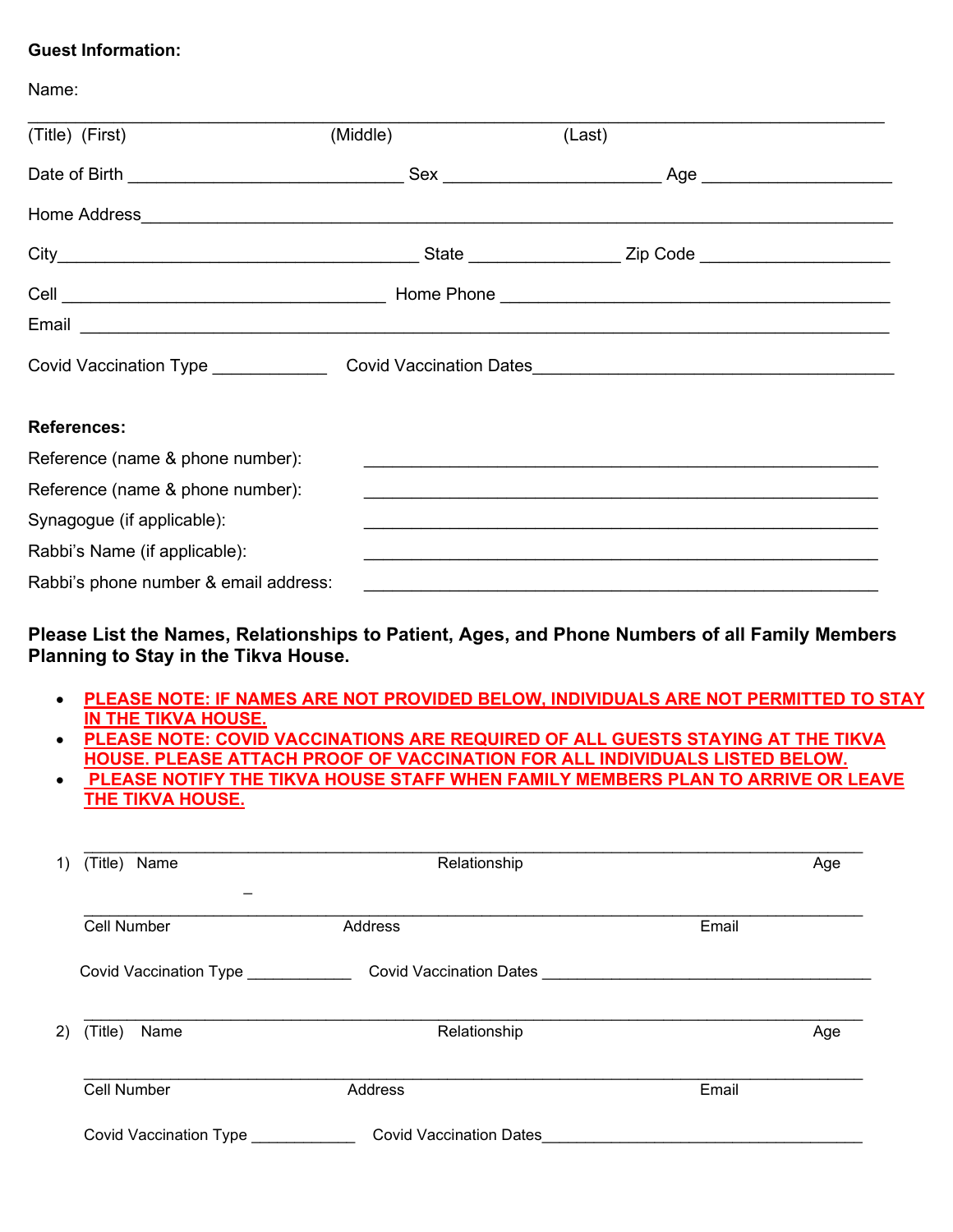**Guest Information:**

Name:

______________________________________________________________________________

(Title) (First) (Middle) (Last)

Date of Birth ____________________________ Sex ______________________ Age ___________________

Home Address_____________________________________________________________________________

City____________________________________ State _______________ Zip Code ___________________

Cell ________________________________ Home Phone ________________________________________

Email ___________________________________________________________________________________

Covid Vaccination Type ____________ Covid Vaccination Dates_____________________________________

**References:**

Reference (name & phone number): ____________________________________________________

Reference (name & phone number): ____________________________________________________

Synagogue (if applicable): ____________________________________________________

Rabbi's Name (if applicable): ____________________________________________________

Rabbi's phone number & email address: ____________________________________________________

**Please List the Names, Relationships to Patient, Ages, and Phone Numbers of all Family Members Planning to Stay in the Tikva House.**

- **PLEASE NOTE: IF NAMES ARE NOT PROVIDED BELOW, INDIVIDUALS ARE NOT PERMITTED TO STAY IN THE TIKVA HOUSE.**
- **PLEASE NOTE: COVID VACCINATIONS ARE REQUIRED OF ALL GUESTS STAYING AT THE TIKVA HOUSE. PLEASE ATTACH PROOF OF VACCINATION FOR ALL INDIVIDUALS LISTED BELOW.**
- **PLEASE NOTIFY THE TIKVA HOUSE STAFF WHEN FAMILY MEMBERS PLAN TO ARRIVE OR LEAVE THE TIKVA HOUSE.**

1) ______________________________________________________________________________

(Title) Name Relationship Age

______________________________________________________________________________

Cell Number Address Email

Covid Vaccination Type ____________ Covid Vaccination Dates _____________________________________

2) ______________________________________________________________________________

(Title) Name Relationship Age

______________________________________________________________________________

Cell Number Address Email

Covid Vaccination Type ____________ Covid Vaccination Dates_____________________________________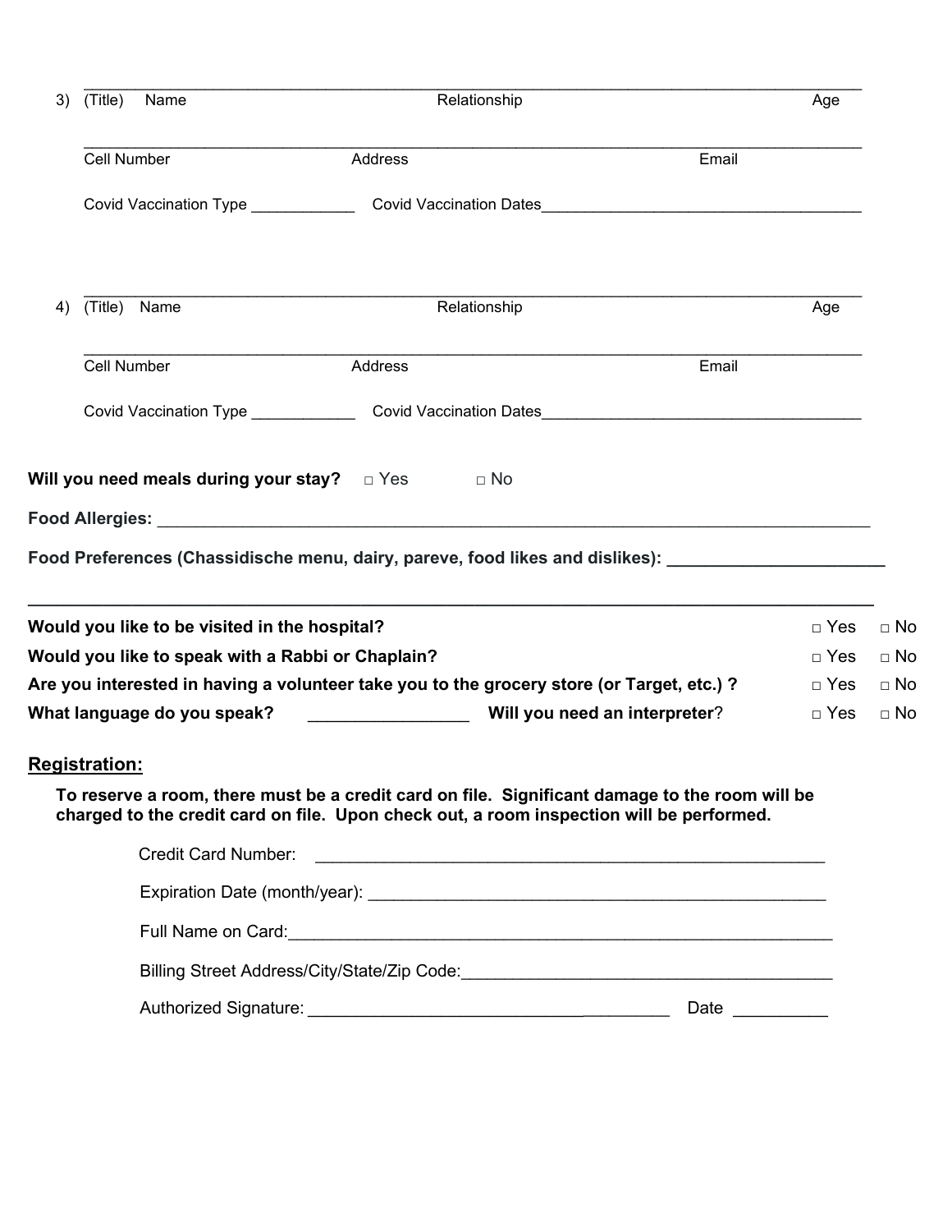3) (Title) Name ______________________ Relationship ______________________ Age ______

Cell Number ______________________ Address ______________________ Email ______________________

Covid Vaccination Type ____________ Covid Vaccination Dates____________________________________

4) (Title) Name ______________________ Relationship ______________________ Age ______

Cell Number ______________________ Address ______________________ Email ______________________

Covid Vaccination Type ____________ Covid Vaccination Dates____________________________________

**Will you need meals during your stay?** □ Yes □ No

**Food Allergies:** ______________________________________________________________________________

**Food Preferences (Chassidische menu, dairy, pareve, food likes and dislikes):** ______________________

______________________________________________________________________________________________

**Would you like to be visited in the hospital?** □ Yes □ No

**Would you like to speak with a Rabbi or Chaplain?** □ Yes □ No

**Are you interested in having a volunteer take you to the grocery store (or Target, etc.) ?** □ Yes □ No

**What language do you speak?** ________________ **Will you need an interpreter**? □ Yes □ No

## Registration:

**To reserve a room, there must be a credit card on file. Significant damage to the room will be charged to the credit card on file. Upon check out, a room inspection will be performed.**

Credit Card Number: ______________________________________________________

Expiration Date (month/year): ______________________________________________

Full Name on Card:________________________________________________________

Billing Street Address/City/State/Zip Code:______________________________________

Authorized Signature: ______________________________________ Date __________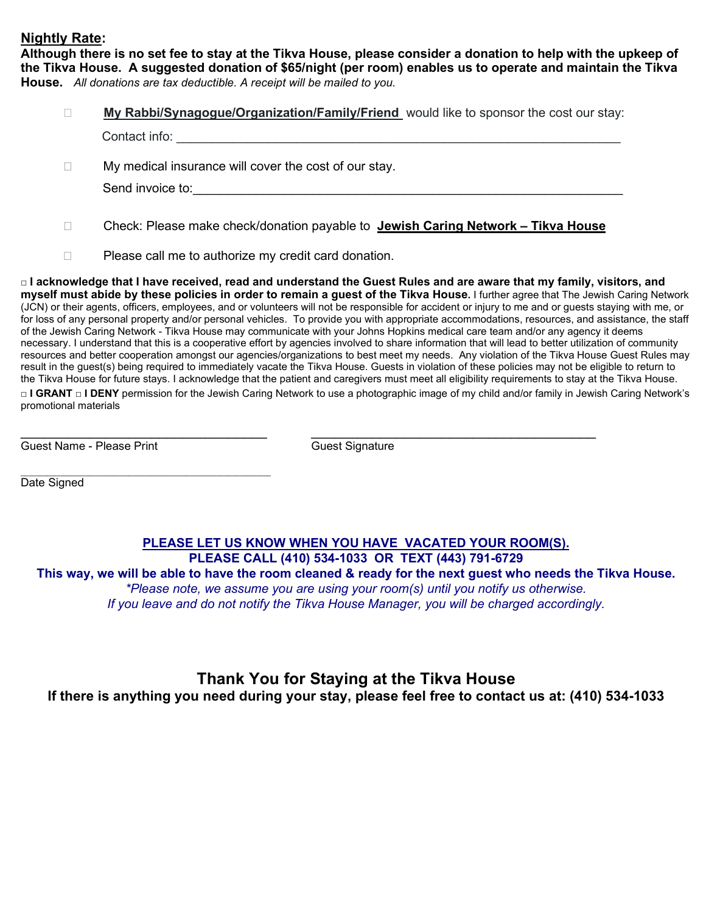**Nightly Rate:**

**Although there is no set fee to stay at the Tikva House, please consider a donation to help with the upkeep of the Tikva House. A suggested donation of $65/night (per room) enables us to operate and maintain the Tikva House.** *All donations are tax deductible. A receipt will be mailed to you.*

- ☐ **My Rabbi/Synagogue/Organization/Family/Friend** would like to sponsor the cost our stay:

  Contact info: ____________________________________________________________

- ☐ My medical insurance will cover the cost of our stay.

  Send invoice to:___________________________________________________________

- ☐ Check: Please make check/donation payable to **Jewish Caring Network – Tikva House**

- ☐ Please call me to authorize my credit card donation.

□ **I acknowledge that I have received, read and understand the Guest Rules and are aware that my family, visitors, and myself must abide by these policies in order to remain a guest of the Tikva House.** I further agree that The Jewish Caring Network (JCN) or their agents, officers, employees, and or volunteers will not be responsible for accident or injury to me and or guests staying with me, or for loss of any personal property and/or personal vehicles. To provide you with appropriate accommodations, resources, and assistance, the staff of the Jewish Caring Network - Tikva House may communicate with your Johns Hopkins medical care team and/or any agency it deems necessary. I understand that this is a cooperative effort by agencies involved to share information that will lead to better utilization of community resources and better cooperation amongst our agencies/organizations to best meet my needs. Any violation of the Tikva House Guest Rules may result in the guest(s) being required to immediately vacate the Tikva House. Guests in violation of these policies may not be eligible to return to the Tikva House for future stays. I acknowledge that the patient and caregivers must meet all eligibility requirements to stay at the Tikva House.

□ **I GRANT** □ **I DENY** permission for the Jewish Caring Network to use a photographic image of my child and/or family in Jewish Caring Network's promotional materials

______________________________________ ______________________________________

Guest Name - Please Print Guest Signature

______________________________________

Date Signed

**PLEASE LET US KNOW WHEN YOU HAVE VACATED YOUR ROOM(S).**

**PLEASE CALL (410) 534-1033 OR TEXT (443) 791-6729**

**This way, we will be able to have the room cleaned & ready for the next guest who needs the Tikva House.**

*\*Please note, we assume you are using your room(s) until you notify us otherwise.*

*If you leave and do not notify the Tikva House Manager, you will be charged accordingly.*

## Thank You for Staying at the Tikva House

**If there is anything you need during your stay, please feel free to contact us at: (410) 534-1033**